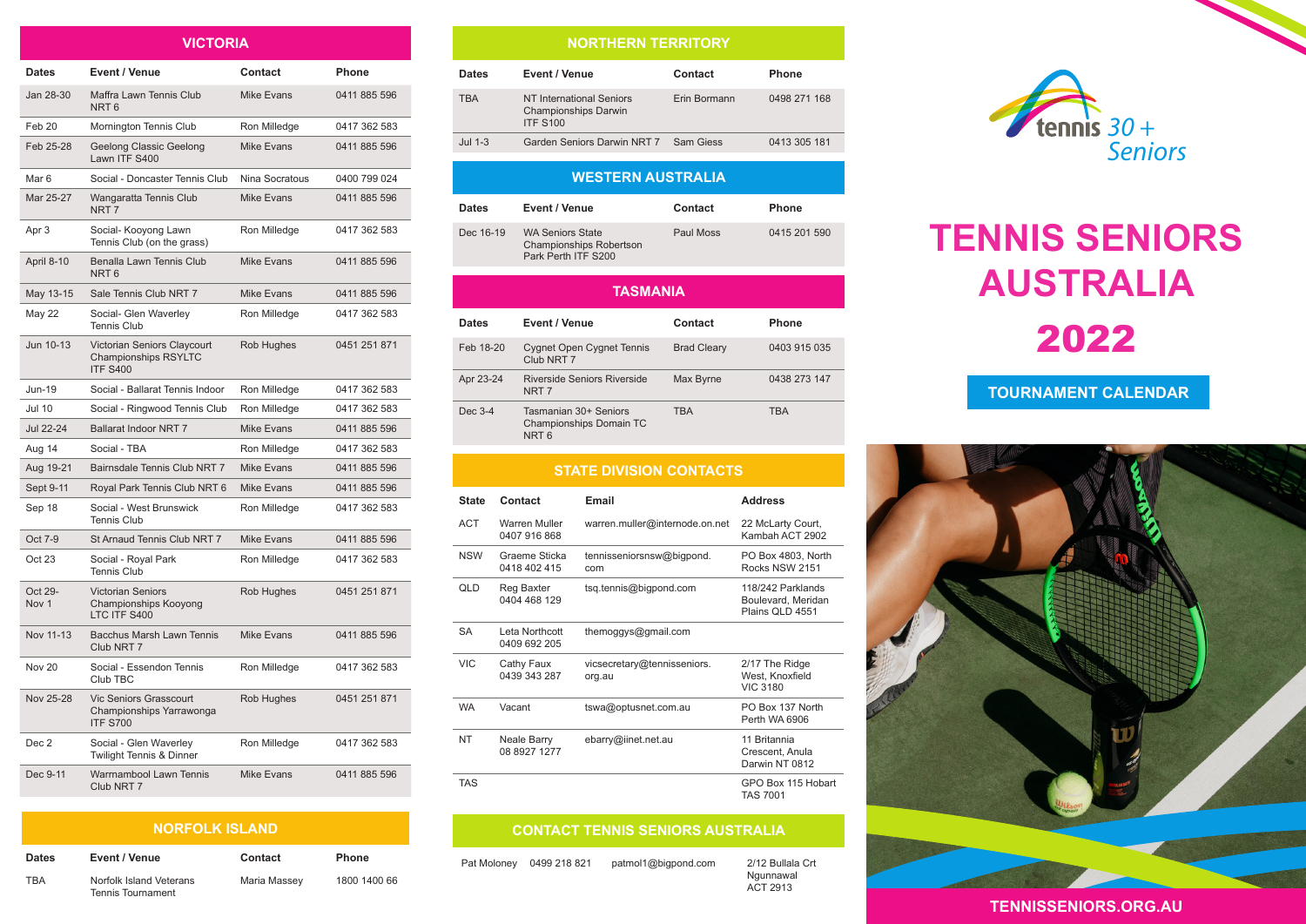# TENNIS SENIORS AUSTRALIA 2022

## TOURNAMENT CALENDAR

tennis 30+ Seniors

## VICTORIA

| Dates | Event / Venue | Contact | Phone |
|---|---|---|---|
| Jan 28-30 | Maffra Lawn Tennis Club NRT 6 | Mike Evans | 0411 885 596 |
| Feb 20 | Mornington Tennis Club | Ron Milledge | 0417 362 583 |
| Feb 25-28 | Geelong Classic Geelong Lawn ITF S400 | Mike Evans | 0411 885 596 |
| Mar 6 | Social - Doncaster Tennis Club | Nina Socratous | 0400 799 024 |
| Mar 25-27 | Wangaratta Tennis Club NRT 7 | Mike Evans | 0411 885 596 |
| Apr 3 | Social- Kooyong Lawn Tennis Club (on the grass) | Ron Milledge | 0417 362 583 |
| April 8-10 | Benalla Lawn Tennis Club NRT 6 | Mike Evans | 0411 885 596 |
| May 13-15 | Sale Tennis Club NRT 7 | Mike Evans | 0411 885 596 |
| May 22 | Social- Glen Waverley Tennis Club | Ron Milledge | 0417 362 583 |
| Jun 10-13 | Victorian Seniors Claycourt Championships RSYLTC ITF S400 | Rob Hughes | 0451 251 871 |
| Jun-19 | Social - Ballarat Tennis Indoor | Ron Milledge | 0417 362 583 |
| Jul 10 | Social - Ringwood Tennis Club | Ron Milledge | 0417 362 583 |
| Jul 22-24 | Ballarat Indoor NRT 7 | Mike Evans | 0411 885 596 |
| Aug 14 | Social - TBA | Ron Milledge | 0417 362 583 |
| Aug 19-21 | Bairnsdale Tennis Club NRT 7 | Mike Evans | 0411 885 596 |
| Sept 9-11 | Royal Park Tennis Club NRT 6 | Mike Evans | 0411 885 596 |
| Sep 18 | Social - West Brunswick Tennis Club | Ron Milledge | 0417 362 583 |
| Oct 7-9 | St Arnaud Tennis Club NRT 7 | Mike Evans | 0411 885 596 |
| Oct 23 | Social - Royal Park Tennis Club | Ron Milledge | 0417 362 583 |
| Oct 29-Nov 1 | Victorian Seniors Championships Kooyong LTC ITF S400 | Rob Hughes | 0451 251 871 |
| Nov 11-13 | Bacchus Marsh Lawn Tennis Club NRT 7 | Mike Evans | 0411 885 596 |
| Nov 20 | Social - Essendon Tennis Club TBC | Ron Milledge | 0417 362 583 |
| Nov 25-28 | Vic Seniors Grasscourt Championships Yarrawonga ITF S700 | Rob Hughes | 0451 251 871 |
| Dec 2 | Social - Glen Waverley Twilight Tennis & Dinner | Ron Milledge | 0417 362 583 |
| Dec 9-11 | Warrnambool Lawn Tennis Club NRT 7 | Mike Evans | 0411 885 596 |

## NORFOLK ISLAND

| Dates | Event / Venue | Contact | Phone |
|---|---|---|---|
| TBA | Norfolk Island Veterans Tennis Tournament | Maria Massey | 1800 1400 66 |

## NORTHERN TERRITORY

| Dates | Event / Venue | Contact | Phone |
|---|---|---|---|
| TBA | NT International Seniors Championships Darwin ITF S100 | Erin Bormann | 0498 271 168 |
| Jul 1-3 | Garden Seniors Darwin NRT 7 | Sam Giess | 0413 305 181 |

## WESTERN AUSTRALIA

| Dates | Event / Venue | Contact | Phone |
|---|---|---|---|
| Dec 16-19 | WA Seniors State Championships Robertson Park Perth ITF S200 | Paul Moss | 0415 201 590 |

## TASMANIA

| Dates | Event / Venue | Contact | Phone |
|---|---|---|---|
| Feb 18-20 | Cygnet Open Cygnet Tennis Club NRT 7 | Brad Cleary | 0403 915 035 |
| Apr 23-24 | Riverside Seniors Riverside NRT 7 | Max Byrne | 0438 273 147 |
| Dec 3-4 | Tasmanian 30+ Seniors Championships Domain TC NRT 6 | TBA | TBA |

## STATE DIVISION CONTACTS

| State | Contact | Email | Address |
|---|---|---|---|
| ACT | Warren Muller 0407 916 868 | warren.muller@internode.on.net | 22 McLarty Court, Kambah ACT 2902 |
| NSW | Graeme Sticka 0418 402 415 | tennisseniorsnsw@bigpond.com | PO Box 4803, North Rocks NSW 2151 |
| QLD | Reg Baxter 0404 468 129 | tsq.tennis@bigpond.com | 118/242 Parklands Boulevard, Meridan Plains QLD 4551 |
| SA | Leta Northcott 0409 692 205 | themoggys@gmail.com | |
| VIC | Cathy Faux 0439 343 287 | vicsecretary@tennisseniors.org.au | 2/17 The Ridge West, Knoxfield VIC 3180 |
| WA | Vacant | tswa@optusnet.com.au | PO Box 137 North Perth WA 6906 |
| NT | Neale Barry 08 8927 1277 | ebarry@iinet.net.au | 11 Britannia Crescent, Anula Darwin NT 0812 |
| TAS | | | GPO Box 115 Hobart TAS 7001 |

## CONTACT TENNIS SENIORS AUSTRALIA

Pat Moloney 0499 218 821 patmol1@bigpond.com 2/12 Bullala Crt Ngunnawal ACT 2913

**TENNISSENIORS.ORG.AU**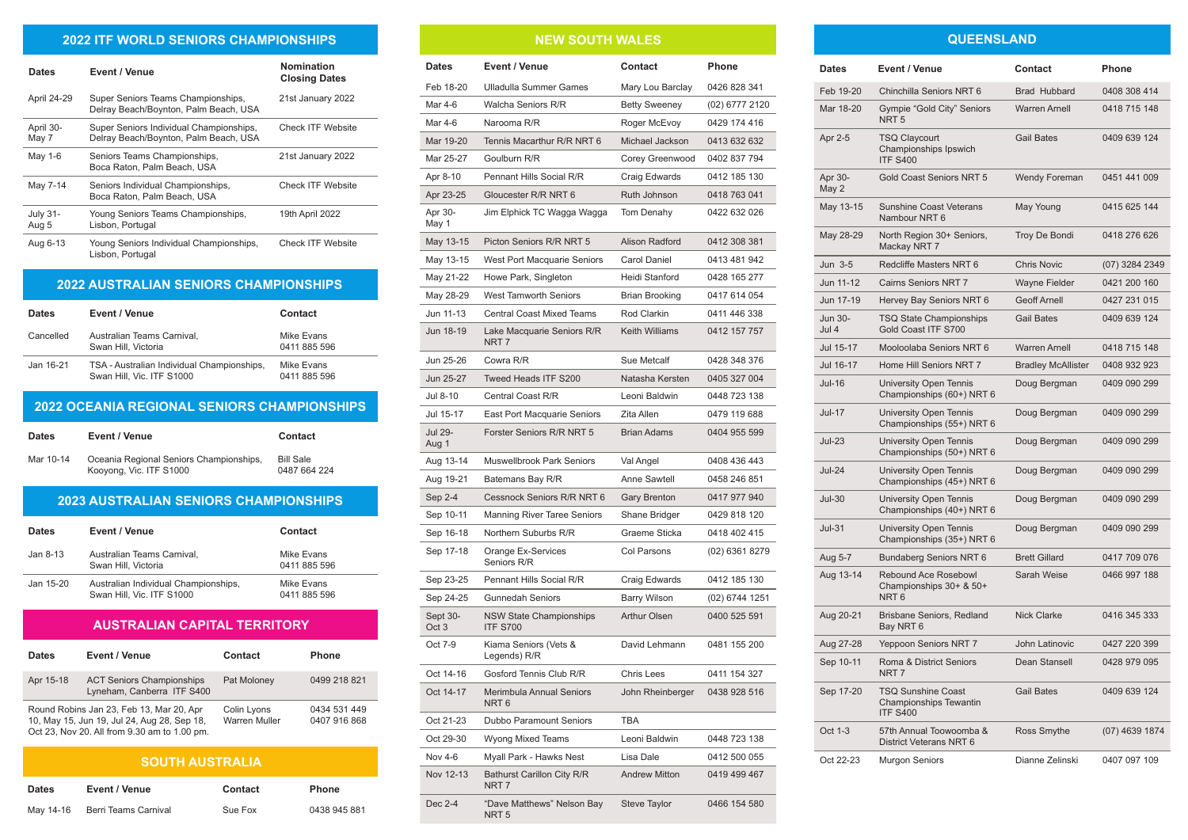## 2022 ITF WORLD SENIORS CHAMPIONSHIPS

| Dates | Event / Venue | Nomination Closing Dates |
|---|---|---|
| April 24-29 | Super Seniors Teams Championships, Delray Beach/Boynton, Palm Beach, USA | 21st January 2022 |
| April 30-May 7 | Super Seniors Individual Championships, Delray Beach/Boynton, Palm Beach, USA | Check ITF Website |
| May 1-6 | Seniors Teams Championships, Boca Raton, Palm Beach, USA | 21st January 2022 |
| May 7-14 | Seniors Individual Championships, Boca Raton, Palm Beach, USA | Check ITF Website |
| July 31-Aug 5 | Young Seniors Teams Championships, Lisbon, Portugal | 19th April 2022 |
| Aug 6-13 | Young Seniors Individual Championships, Lisbon, Portugal | Check ITF Website |

## 2022 AUSTRALIAN SENIORS CHAMPIONSHIPS

| Dates | Event / Venue | Contact |
|---|---|---|
| Cancelled | Australian Teams Carnival, Swan Hill, Victoria | Mike Evans 0411 885 596 |
| Jan 16-21 | TSA - Australian Individual Championships, Swan Hill, Vic. ITF S1000 | Mike Evans 0411 885 596 |

## 2022 OCEANIA REGIONAL SENIORS CHAMPIONSHIPS

| Dates | Event / Venue | Contact |
|---|---|---|
| Mar 10-14 | Oceania Regional Seniors Championships, Kooyong, Vic. ITF S1000 | Bill Sale 0487 664 224 |

## 2023 AUSTRALIAN SENIORS CHAMPIONSHIPS

| Dates | Event / Venue | Contact |
|---|---|---|
| Jan 8-13 | Australian Teams Carnival, Swan Hill, Victoria | Mike Evans 0411 885 596 |
| Jan 15-20 | Australian Individual Championships, Swan Hill, Vic. ITF S1000 | Mike Evans 0411 885 596 |

## AUSTRALIAN CAPITAL TERRITORY

| Dates | Event / Venue | Contact | Phone |
|---|---|---|---|
| Apr 15-18 | ACT Seniors Championships Lyneham, Canberra ITF S400 | Pat Moloney | 0499 218 821 |
| Round Robins Jan 23, Feb 13, Mar 20, Apr 10, May 15, Jun 19, Jul 24, Aug 28, Sep 18, Oct 23, Nov 20. All from 9.30 am to 1.00 pm. | | Colin Lyons Warren Muller | 0434 531 449 0407 916 868 |

## SOUTH AUSTRALIA

| Dates | Event / Venue | Contact | Phone |
|---|---|---|---|
| May 14-16 | Berri Teams Carnival | Sue Fox | 0438 945 881 |

## NEW SOUTH WALES

| Dates | Event / Venue | Contact | Phone |
|---|---|---|---|
| Feb 18-20 | Ulladulla Summer Games | Mary Lou Barclay | 0426 828 341 |
| Mar 4-6 | Walcha Seniors R/R | Betty Sweeney | (02) 6777 2120 |
| Mar 4-6 | Narooma R/R | Roger McEvoy | 0429 174 416 |
| Mar 19-20 | Tennis Macarthur R/R NRT 6 | Michael Jackson | 0413 632 632 |
| Mar 25-27 | Goulburn R/R | Corey Greenwood | 0402 837 794 |
| Apr 8-10 | Pennant Hills Social R/R | Craig Edwards | 0412 185 130 |
| Apr 23-25 | Gloucester R/R NRT 6 | Ruth Johnson | 0418 763 041 |
| Apr 30-May 1 | Jim Elphick TC Wagga Wagga | Tom Denahy | 0422 632 026 |
| May 13-15 | Picton Seniors R/R NRT 5 | Alison Radford | 0412 308 381 |
| May 13-15 | West Port Macquarie Seniors | Carol Daniel | 0413 481 942 |
| May 21-22 | Howe Park, Singleton | Heidi Stanford | 0428 165 277 |
| May 28-29 | West Tamworth Seniors | Brian Brooking | 0417 614 054 |
| Jun 11-13 | Central Coast Mixed Teams | Rod Clarkin | 0411 446 338 |
| Jun 18-19 | Lake Macquarie Seniors R/R NRT 7 | Keith Williams | 0412 157 757 |
| Jun 25-26 | Cowra R/R | Sue Metcalf | 0428 348 376 |
| Jun 25-27 | Tweed Heads ITF S200 | Natasha Kersten | 0405 327 004 |
| Jul 8-10 | Central Coast R/R | Leoni Baldwin | 0448 723 138 |
| Jul 15-17 | East Port Macquarie Seniors | Zita Allen | 0479 119 688 |
| Jul 29-Aug 1 | Forster Seniors R/R NRT 5 | Brian Adams | 0404 955 599 |
| Aug 13-14 | Muswellbrook Park Seniors | Val Angel | 0408 436 443 |
| Aug 19-21 | Batemans Bay R/R | Anne Sawtell | 0458 246 851 |
| Sep 2-4 | Cessnock Seniors R/R NRT 6 | Gary Brenton | 0417 977 940 |
| Sep 10-11 | Manning River Taree Seniors | Shane Bridger | 0429 818 120 |
| Sep 16-18 | Northern Suburbs R/R | Graeme Sticka | 0418 402 415 |
| Sep 17-18 | Orange Ex-Services Seniors R/R | Col Parsons | (02) 6361 8279 |
| Sep 23-25 | Pennant Hills Social R/R | Craig Edwards | 0412 185 130 |
| Sep 24-25 | Gunnedah Seniors | Barry Wilson | (02) 6744 1251 |
| Sept 30-Oct 3 | NSW State Championships ITF S700 | Arthur Olsen | 0400 525 591 |
| Oct 7-9 | Kiama Seniors (Vets & Legends) R/R | David Lehmann | 0481 155 200 |
| Oct 14-16 | Gosford Tennis Club R/R | Chris Lees | 0411 154 327 |
| Oct 14-17 | Merimbula Annual Seniors NRT 6 | John Rheinberger | 0438 928 516 |
| Oct 21-23 | Dubbo Paramount Seniors | TBA | |
| Oct 29-30 | Wyong Mixed Teams | Leoni Baldwin | 0448 723 138 |
| Nov 4-6 | Myall Park - Hawks Nest | Lisa Dale | 0412 500 055 |
| Nov 12-13 | Bathurst Carillon City R/R NRT 7 | Andrew Mitton | 0419 499 467 |
| Dec 2-4 | "Dave Matthews" Nelson Bay NRT 5 | Steve Taylor | 0466 154 580 |

## QUEENSLAND

| Dates | Event / Venue | Contact | Phone |
|---|---|---|---|
| Feb 19-20 | Chinchilla Seniors NRT 6 | Brad Hubbard | 0408 308 414 |
| Mar 18-20 | Gympie "Gold City" Seniors NRT 5 | Warren Arnell | 0418 715 148 |
| Apr 2-5 | TSQ Claycourt Championships Ipswich ITF S400 | Gail Bates | 0409 639 124 |
| Apr 30-May 2 | Gold Coast Seniors NRT 5 | Wendy Foreman | 0451 441 009 |
| May 13-15 | Sunshine Coast Veterans Nambour NRT 6 | May Young | 0415 625 144 |
| May 28-29 | North Region 30+ Seniors, Mackay NRT 7 | Troy De Bondi | 0418 276 626 |
| Jun 3-5 | Redcliffe Masters NRT 6 | Chris Novic | (07) 3284 2349 |
| Jun 11-12 | Cairns Seniors NRT 7 | Wayne Fielder | 0421 200 160 |
| Jun 17-19 | Hervey Bay Seniors NRT 6 | Geoff Arnell | 0427 231 015 |
| Jun 30-Jul 4 | TSQ State Championships Gold Coast ITF S700 | Gail Bates | 0409 639 124 |
| Jul 15-17 | Mooloolaba Seniors NRT 6 | Warren Arnell | 0418 715 148 |
| Jul 16-17 | Home Hill Seniors NRT 7 | Bradley McAllister | 0408 932 923 |
| Jul-16 | University Open Tennis Championships (60+) NRT 6 | Doug Bergman | 0409 090 299 |
| Jul-17 | University Open Tennis Championships (55+) NRT 6 | Doug Bergman | 0409 090 299 |
| Jul-23 | University Open Tennis Championships (50+) NRT 6 | Doug Bergman | 0409 090 299 |
| Jul-24 | University Open Tennis Championships (45+) NRT 6 | Doug Bergman | 0409 090 299 |
| Jul-30 | University Open Tennis Championships (40+) NRT 6 | Doug Bergman | 0409 090 299 |
| Jul-31 | University Open Tennis Championships (35+) NRT 6 | Doug Bergman | 0409 090 299 |
| Aug 5-7 | Bundaberg Seniors NRT 6 | Brett Gillard | 0417 709 076 |
| Aug 13-14 | Rebound Ace Rosebowl Championships 30+ & 50+ NRT 6 | Sarah Weise | 0466 997 188 |
| Aug 20-21 | Brisbane Seniors, Redland Bay NRT 6 | Nick Clarke | 0416 345 333 |
| Aug 27-28 | Yeppoon Seniors NRT 7 | John Latinovic | 0427 220 399 |
| Sep 10-11 | Roma & District Seniors NRT 7 | Dean Stansell | 0428 979 095 |
| Sep 17-20 | TSQ Sunshine Coast Championships Tewantin ITF S400 | Gail Bates | 0409 639 124 |
| Oct 1-3 | 57th Annual Toowoomba & District Veterans NRT 6 | Ross Smythe | (07) 4639 1874 |
| Oct 22-23 | Murgon Seniors | Dianne Zelinski | 0407 097 109 |